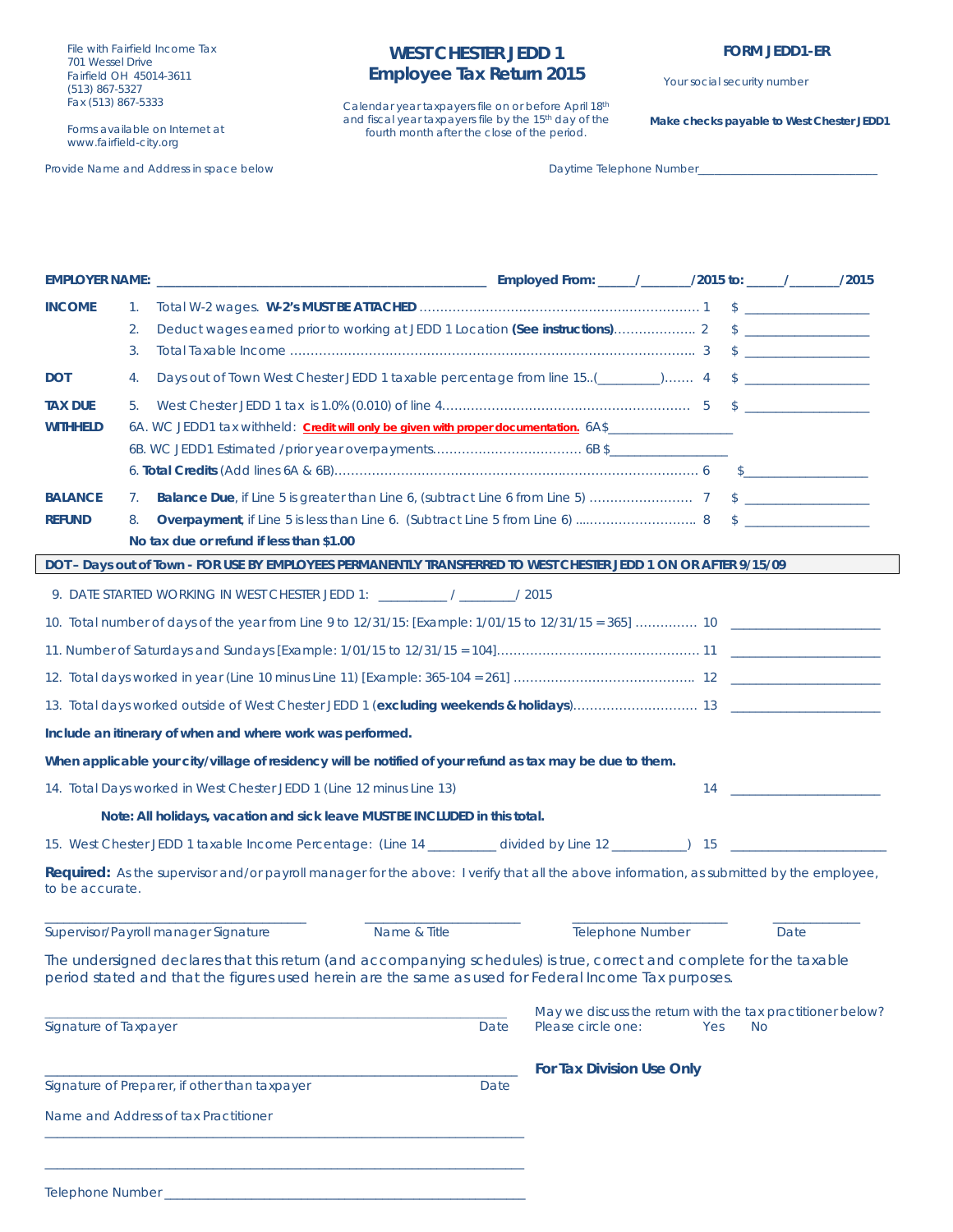File with Fairfield Income Tax
701 Wessel Drive
Fairfield OH 45014-3611
(513) 867-5327
Fax (513) 867-5333

Forms available on Internet at
www.fairfield-city.org

# WEST CHESTER JEDD 1
## Employee Tax Return 2015

Calendar year taxpayers file on or before April 18th and fiscal year taxpayers file by the 15th day of the fourth month after the close of the period.

**FORM JEDD1-ER**

Your social security number

**Make checks payable to West Chester JEDD1**

Provide Name and Address in space below

Daytime Telephone Number_____________________________

**EMPLOYER NAME:** _______________________________________________ **Employed From:** _____/_______/2015 **to:** _____/_______/2015

| | | | | |
|---|---|---|---|---|
| **INCOME** | 1. | Total W-2 wages. **W-2's MUST BE ATTACHED** ........................................................................ | 1 | $ __________________ |
| | 2. | Deduct wages earned prior to working at JEDD 1 Location **(See instructions)**.................... | 2 | $ __________________ |
| | 3. | Total Taxable Income ........................................................................................................ | 3 | $ __________________ |
| **DOT** | 4. | Days out of Town West Chester JEDD 1 taxable percentage from line 15..(_________)....... | 4 | $ __________________ |
| **TAX DUE** | 5. | West Chester JEDD 1 tax is 1.0% (0.010) of line 4............................................................ | 5 | $ __________________ |
| **WITHHELD** | 6A. | WC JEDD1 tax withheld: **Credit will only be given with proper documentation.** 6A$__________________ | | |
| | 6B. | WC JEDD1 Estimated /prior year overpayments.................................. 6B $_________________ | | |
| | 6. | **Total Credits** (Add lines 6A & 6B)........................................................................................ | 6 | $__________________ |
| **BALANCE** | 7. | **Balance Due**, if Line 5 is greater than Line 6, (subtract Line 6 from Line 5) ......................... | 7 | $ __________________ |
| **REFUND** | 8. | **Overpayment**, if Line 5 is less than Line 6. (Subtract Line 5 from Line 6) ............................. | 8 | $ __________________ |
| | | **No tax due or refund if less than $1.00** | | |

**DOT – Days out of Town - FOR USE BY EMPLOYEES PERMANENTLY TRANSFERRED TO WEST CHESTER JEDD 1 ON OR AFTER 9/15/09**

9. DATE STARTED WORKING IN WEST CHESTER JEDD 1: __________ / ________/ 2015

10. Total number of days of the year from Line 9 to 12/31/15: [Example: 1/01/15 to 12/31/15 = 365] .............. 10 ____________________

11. Number of Saturdays and Sundays [Example: 1/01/15 to 12/31/15 = 104]................................................ 11 ____________________

12. Total days worked in year (Line 10 minus Line 11) [Example: 365-104 = 261] .......................................... 12 ____________________

13. Total days worked outside of West Chester JEDD 1 (**excluding weekends & holidays**)............................. 13 ____________________

**Include an itinerary of when and where work was performed.**

**When applicable your city/village of residency will be notified of your refund as tax may be due to them.**

14. Total Days worked in West Chester JEDD 1 (Line 12 minus Line 13) 14 ____________________

**Note: All holidays, vacation and sick leave MUST BE INCLUDED in this total.**

15. West Chester JEDD 1 taxable Income Percentage: (Line 14 __________ divided by Line 12 ___________) 15 ______________________

**Required:** As the supervisor and/or payroll manager for the above: I verify that all the above information, as submitted by the employee, to be accurate.

_________________________________ _____________________ _____________________ ____________
Supervisor/Payroll manager Signature Name & Title Telephone Number Date

The undersigned declares that this return (and accompanying schedules) is true, correct and complete for the taxable period stated and that the figures used herein are the same as used for Federal Income Tax purposes.

_________________________________________________________________
Signature of Taxpayer Date

May we discuss the return with the tax practitioner below?
Please circle one: Yes No

_________________________________________________________________
Signature of Preparer, if other than taxpayer Date

**For Tax Division Use Only**

Name and Address of tax Practitioner

_________________________________________________________________

_________________________________________________________________

Telephone Number ___________________________________________________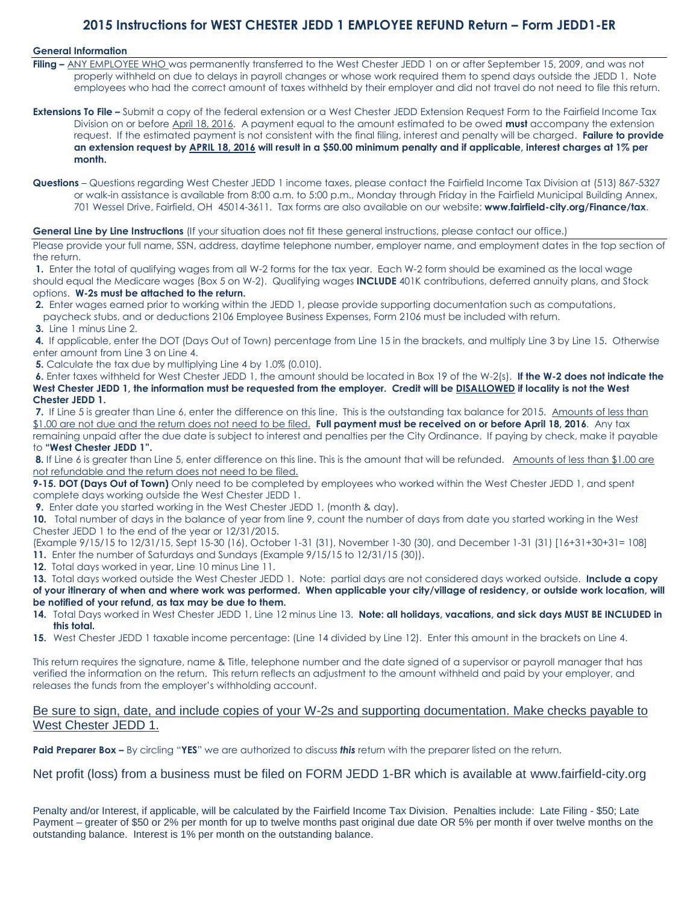# 2015 Instructions for WEST CHESTER JEDD 1 EMPLOYEE REFUND Return – Form JEDD1-ER

## General Information

**Filing –** ANY EMPLOYEE WHO was permanently transferred to the West Chester JEDD 1 on or after September 15, 2009, and was not properly withheld on due to delays in payroll changes or whose work required them to spend days outside the JEDD 1. Note employees who had the correct amount of taxes withheld by their employer and did not travel do not need to file this return.

**Extensions To File –** Submit a copy of the federal extension or a West Chester JEDD Extension Request Form to the Fairfield Income Tax Division on or before April 18, 2016. A payment equal to the amount estimated to be owed **must** accompany the extension request. If the estimated payment is not consistent with the final filing, interest and penalty will be charged. **Failure to provide an extension request by APRIL 18, 2016 will result in a $50.00 minimum penalty and if applicable, interest charges at 1% per month.**

**Questions** – Questions regarding West Chester JEDD 1 income taxes, please contact the Fairfield Income Tax Division at (513) 867-5327 or walk-in assistance is available from 8:00 a.m. to 5:00 p.m., Monday through Friday in the Fairfield Municipal Building Annex, 701 Wessel Drive, Fairfield, OH 45014-3611. Tax forms are also available on our website: **www.fairfield-city.org/Finance/tax**.

## General Line by Line Instructions (If your situation does not fit these general instructions, please contact our office.)

Please provide your full name, SSN, address, daytime telephone number, employer name, and employment dates in the top section of the return.

**1.** Enter the total of qualifying wages from all W-2 forms for the tax year. Each W-2 form should be examined as the local wage should equal the Medicare wages (Box 5 on W-2). Qualifying wages **INCLUDE** 401K contributions, deferred annuity plans, and Stock options. **W-2s must be attached to the return.**

**2.** Enter wages earned prior to working within the JEDD 1, please provide supporting documentation such as computations, paycheck stubs, and or deductions 2106 Employee Business Expenses, Form 2106 must be included with return.

**3.** Line 1 minus Line 2.

**4.** If applicable, enter the DOT (Days Out of Town) percentage from Line 15 in the brackets, and multiply Line 3 by Line 15. Otherwise enter amount from Line 3 on Line 4.

**5.** Calculate the tax due by multiplying Line 4 by 1.0% (0.010).

**6.** Enter taxes withheld for West Chester JEDD 1, the amount should be located in Box 19 of the W-2(s). **If the W-2 does not indicate the West Chester JEDD 1, the information must be requested from the employer. Credit will be DISALLOWED if locality is not the West Chester JEDD 1.**

**7.** If Line 5 is greater than Line 6, enter the difference on this line. This is the outstanding tax balance for 2015. Amounts of less than $1.00 are not due and the return does not need to be filed. **Full payment must be received on or before April 18, 2016**. Any tax remaining unpaid after the due date is subject to interest and penalties per the City Ordinance. If paying by check, make it payable to **"West Chester JEDD 1".**

**8.** If Line 6 is greater than Line 5, enter difference on this line. This is the amount that will be refunded. Amounts of less than $1.00 are not refundable and the return does not need to be filed.

**9-15. DOT (Days Out of Town)** Only need to be completed by employees who worked within the West Chester JEDD 1, and spent complete days working outside the West Chester JEDD 1.

**9.** Enter date you started working in the West Chester JEDD 1, (month & day).

**10.** Total number of days in the balance of year from line 9, count the number of days from date you started working in the West Chester JEDD 1 to the end of the year or 12/31/2015.

(Example 9/15/15 to 12/31/15, Sept 15-30 (16), October 1-31 (31), November 1-30 (30), and December 1-31 (31) [16+31+30+31= 108]

**11.** Enter the number of Saturdays and Sundays (Example 9/15/15 to 12/31/15 (30)).

**12.** Total days worked in year, Line 10 minus Line 11.

**13.** Total days worked outside the West Chester JEDD 1. Note: partial days are not considered days worked outside. **Include a copy of your itinerary of when and where work was performed. When applicable your city/village of residency, or outside work location, will be notified of your refund, as tax may be due to them.**

**14.** Total Days worked in West Chester JEDD 1, Line 12 minus Line 13. **Note: all holidays, vacations, and sick days MUST BE INCLUDED in this total.**

**15.** West Chester JEDD 1 taxable income percentage: (Line 14 divided by Line 12). Enter this amount in the brackets on Line 4.

This return requires the signature, name & Title, telephone number and the date signed of a supervisor or payroll manager that has verified the information on the return. This return reflects an adjustment to the amount withheld and paid by your employer, and releases the funds from the employer's withholding account.

Be sure to sign, date, and include copies of your W-2s and supporting documentation. Make checks payable to West Chester JEDD 1.

**Paid Preparer Box –** By circling "**YES**" we are authorized to discuss ***this*** return with the preparer listed on the return.

Net profit (loss) from a business must be filed on FORM JEDD 1-BR which is available at www.fairfield-city.org

Penalty and/or Interest, if applicable, will be calculated by the Fairfield Income Tax Division. Penalties include: Late Filing - $50; Late Payment – greater of $50 or 2% per month for up to twelve months past original due date OR 5% per month if over twelve months on the outstanding balance. Interest is 1% per month on the outstanding balance.